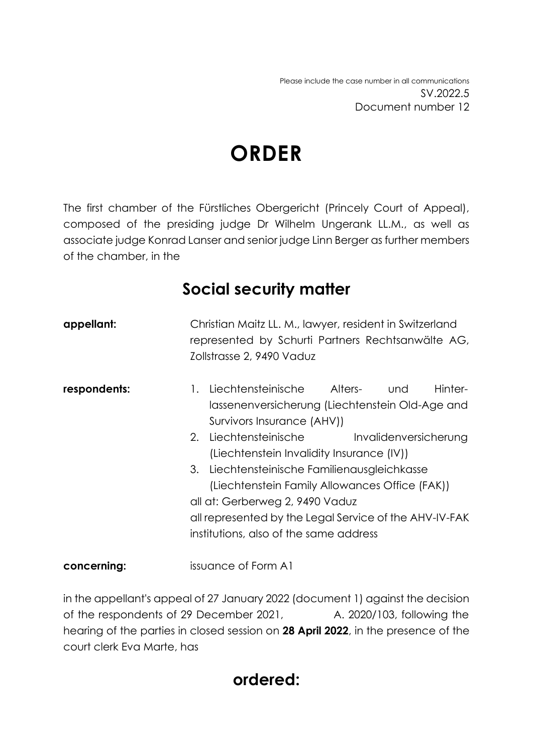Please include the case number in all communications
SV.2022.5
Document number 12

# ORDER

The first chamber of the Fürstliches Obergericht (Princely Court of Appeal), composed of the presiding judge Dr Wilhelm Ungerank LL.M., as well as associate judge Konrad Lanser and senior judge Linn Berger as further members of the chamber, in the

## Social security matter

**appellant:** Christian Maitz LL. M., lawyer, resident in Switzerland represented by Schurti Partners Rechtsanwälte AG, Zollstrasse 2, 9490 Vaduz

**respondents:**
1. Liechtensteinische Alters- und Hinterlassenenversicherung (Liechtenstein Old-Age and Survivors Insurance (AHV))
2. Liechtensteinische Invalidenversicherung (Liechtenstein Invalidity Insurance (IV))
3. Liechtensteinische Familienausgleichkasse (Liechtenstein Family Allowances Office (FAK))

all at: Gerberweg 2, 9490 Vaduz
all represented by the Legal Service of the AHV-IV-FAK institutions, also of the same address

**concerning:** issuance of Form A1

in the appellant's appeal of 27 January 2022 (document 1) against the decision of the respondents of 29 December 2021, A. 2020/103, following the hearing of the parties in closed session on **28 April 2022**, in the presence of the court clerk Eva Marte, has

## ordered: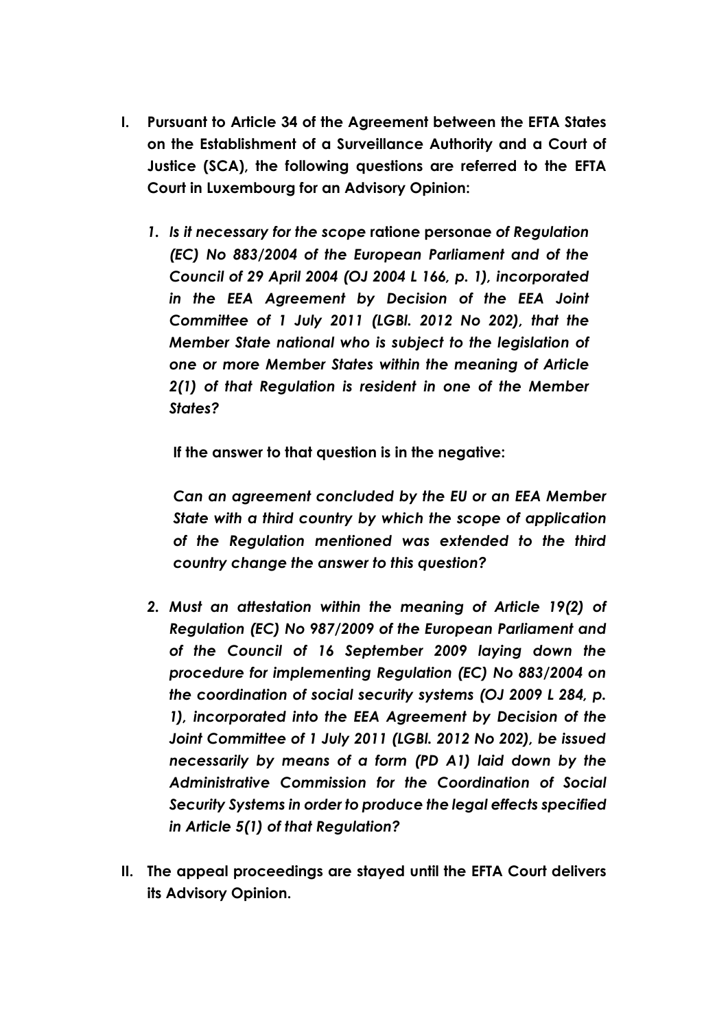**I. Pursuant to Article 34 of the Agreement between the EFTA States on the Establishment of a Surveillance Authority and a Court of Justice (SCA), the following questions are referred to the EFTA Court in Luxembourg for an Advisory Opinion:**

1. ***Is it necessary for the scope* ratione personae *of Regulation (EC) No 883/2004 of the European Parliament and of the Council of 29 April 2004 (OJ 2004 L 166, p. 1), incorporated in the EEA Agreement by Decision of the EEA Joint Committee of 1 July 2011 (LGBl. 2012 No 202), that the Member State national who is subject to the legislation of one or more Member States within the meaning of Article 2(1) of that Regulation is resident in one of the Member States?***

   **If the answer to that question is in the negative:**

   ***Can an agreement concluded by the EU or an EEA Member State with a third country by which the scope of application of the Regulation mentioned was extended to the third country change the answer to this question?***

2. ***Must an attestation within the meaning of Article 19(2) of Regulation (EC) No 987/2009 of the European Parliament and of the Council of 16 September 2009 laying down the procedure for implementing Regulation (EC) No 883/2004 on the coordination of social security systems (OJ 2009 L 284, p. 1), incorporated into the EEA Agreement by Decision of the Joint Committee of 1 July 2011 (LGBl. 2012 No 202), be issued necessarily by means of a form (PD A1) laid down by the Administrative Commission for the Coordination of Social Security Systems in order to produce the legal effects specified in Article 5(1) of that Regulation?***

**II. The appeal proceedings are stayed until the EFTA Court delivers its Advisory Opinion.**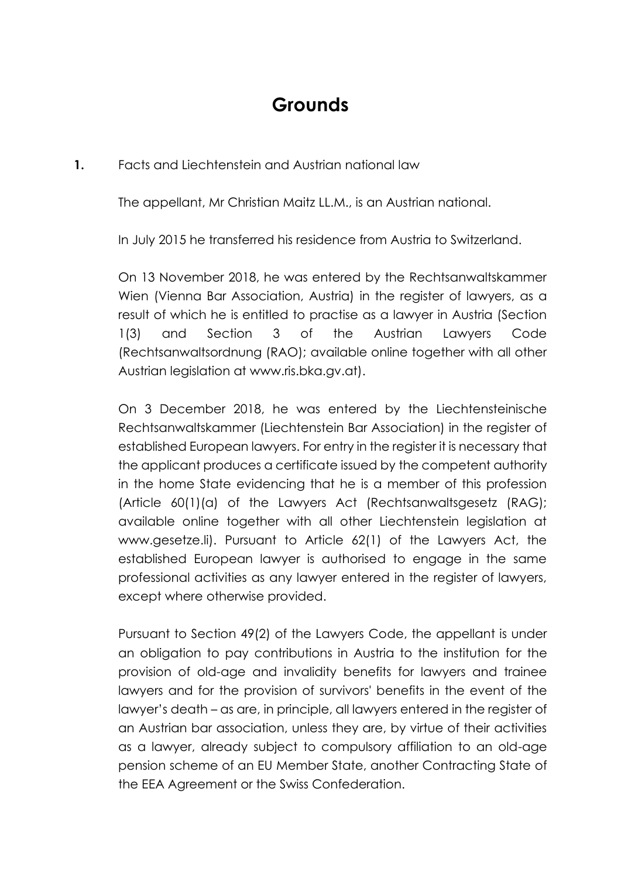# Grounds

**1.** Facts and Liechtenstein and Austrian national law

The appellant, Mr Christian Maitz LL.M., is an Austrian national.

In July 2015 he transferred his residence from Austria to Switzerland.

On 13 November 2018, he was entered by the Rechtsanwaltskammer Wien (Vienna Bar Association, Austria) in the register of lawyers, as a result of which he is entitled to practise as a lawyer in Austria (Section 1(3) and Section 3 of the Austrian Lawyers Code (Rechtsanwaltsordnung (RAO); available online together with all other Austrian legislation at www.ris.bka.gv.at).

On 3 December 2018, he was entered by the Liechtensteinische Rechtsanwaltskammer (Liechtenstein Bar Association) in the register of established European lawyers. For entry in the register it is necessary that the applicant produces a certificate issued by the competent authority in the home State evidencing that he is a member of this profession (Article 60(1)(a) of the Lawyers Act (Rechtsanwaltsgesetz (RAG); available online together with all other Liechtenstein legislation at www.gesetze.li). Pursuant to Article 62(1) of the Lawyers Act, the established European lawyer is authorised to engage in the same professional activities as any lawyer entered in the register of lawyers, except where otherwise provided.

Pursuant to Section 49(2) of the Lawyers Code, the appellant is under an obligation to pay contributions in Austria to the institution for the provision of old-age and invalidity benefits for lawyers and trainee lawyers and for the provision of survivors' benefits in the event of the lawyer's death – as are, in principle, all lawyers entered in the register of an Austrian bar association, unless they are, by virtue of their activities as a lawyer, already subject to compulsory affiliation to an old-age pension scheme of an EU Member State, another Contracting State of the EEA Agreement or the Swiss Confederation.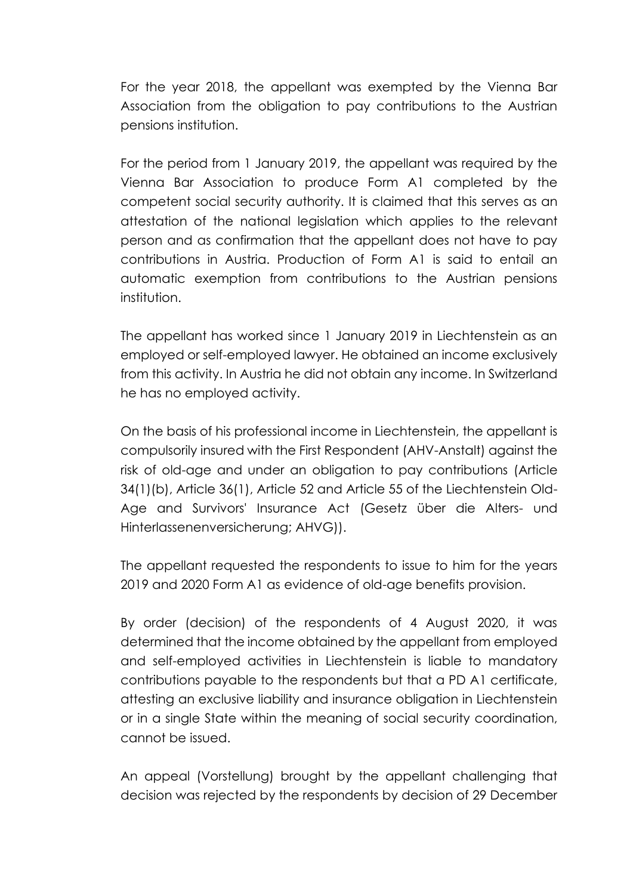For the year 2018, the appellant was exempted by the Vienna Bar Association from the obligation to pay contributions to the Austrian pensions institution.

For the period from 1 January 2019, the appellant was required by the Vienna Bar Association to produce Form A1 completed by the competent social security authority. It is claimed that this serves as an attestation of the national legislation which applies to the relevant person and as confirmation that the appellant does not have to pay contributions in Austria. Production of Form A1 is said to entail an automatic exemption from contributions to the Austrian pensions institution.

The appellant has worked since 1 January 2019 in Liechtenstein as an employed or self-employed lawyer. He obtained an income exclusively from this activity. In Austria he did not obtain any income. In Switzerland he has no employed activity.

On the basis of his professional income in Liechtenstein, the appellant is compulsorily insured with the First Respondent (AHV-Anstalt) against the risk of old-age and under an obligation to pay contributions (Article 34(1)(b), Article 36(1), Article 52 and Article 55 of the Liechtenstein Old-Age and Survivors' Insurance Act (Gesetz über die Alters- und Hinterlassenenversicherung; AHVG)).

The appellant requested the respondents to issue to him for the years 2019 and 2020 Form A1 as evidence of old-age benefits provision.

By order (decision) of the respondents of 4 August 2020, it was determined that the income obtained by the appellant from employed and self-employed activities in Liechtenstein is liable to mandatory contributions payable to the respondents but that a PD A1 certificate, attesting an exclusive liability and insurance obligation in Liechtenstein or in a single State within the meaning of social security coordination, cannot be issued.

An appeal (Vorstellung) brought by the appellant challenging that decision was rejected by the respondents by decision of 29 December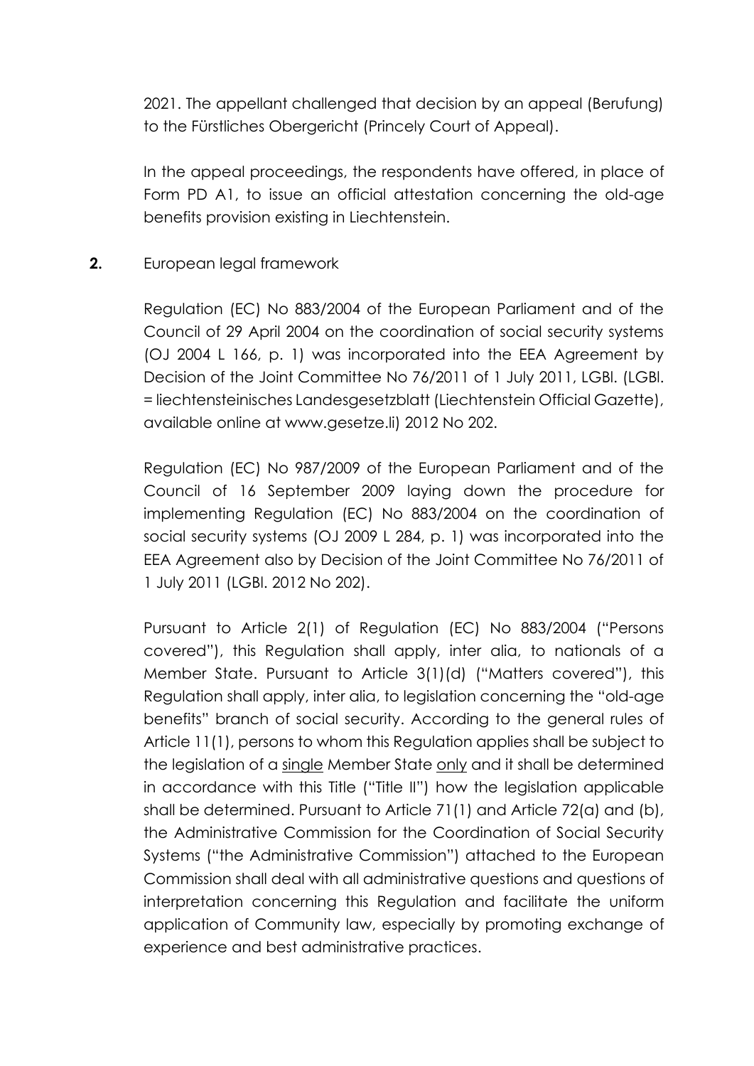2021. The appellant challenged that decision by an appeal (Berufung) to the Fürstliches Obergericht (Princely Court of Appeal).

In the appeal proceedings, the respondents have offered, in place of Form PD A1, to issue an official attestation concerning the old-age benefits provision existing in Liechtenstein.

**2.** European legal framework

Regulation (EC) No 883/2004 of the European Parliament and of the Council of 29 April 2004 on the coordination of social security systems (OJ 2004 L 166, p. 1) was incorporated into the EEA Agreement by Decision of the Joint Committee No 76/2011 of 1 July 2011, LGBl. (LGBl. = liechtensteinisches Landesgesetzblatt (Liechtenstein Official Gazette), available online at www.gesetze.li) 2012 No 202.

Regulation (EC) No 987/2009 of the European Parliament and of the Council of 16 September 2009 laying down the procedure for implementing Regulation (EC) No 883/2004 on the coordination of social security systems (OJ 2009 L 284, p. 1) was incorporated into the EEA Agreement also by Decision of the Joint Committee No 76/2011 of 1 July 2011 (LGBl. 2012 No 202).

Pursuant to Article 2(1) of Regulation (EC) No 883/2004 ("Persons covered"), this Regulation shall apply, inter alia, to nationals of a Member State. Pursuant to Article 3(1)(d) ("Matters covered"), this Regulation shall apply, inter alia, to legislation concerning the "old-age benefits" branch of social security. According to the general rules of Article 11(1), persons to whom this Regulation applies shall be subject to the legislation of a <u>single</u> Member State <u>only</u> and it shall be determined in accordance with this Title ("Title II") how the legislation applicable shall be determined. Pursuant to Article 71(1) and Article 72(a) and (b), the Administrative Commission for the Coordination of Social Security Systems ("the Administrative Commission") attached to the European Commission shall deal with all administrative questions and questions of interpretation concerning this Regulation and facilitate the uniform application of Community law, especially by promoting exchange of experience and best administrative practices.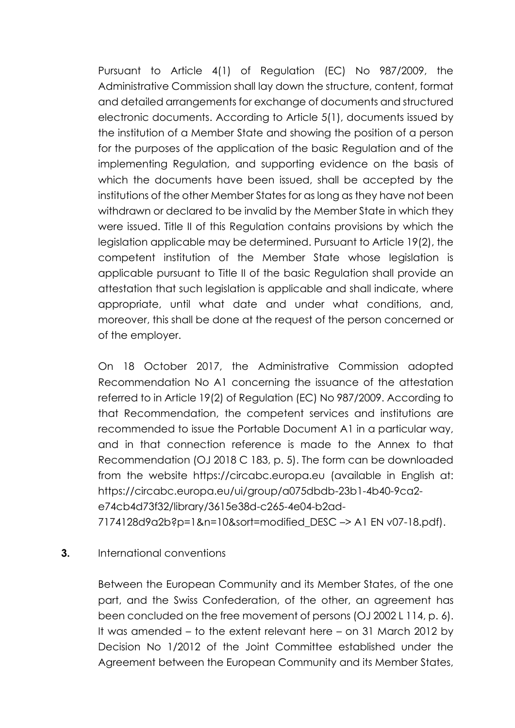Pursuant to Article 4(1) of Regulation (EC) No 987/2009, the Administrative Commission shall lay down the structure, content, format and detailed arrangements for exchange of documents and structured electronic documents. According to Article 5(1), documents issued by the institution of a Member State and showing the position of a person for the purposes of the application of the basic Regulation and of the implementing Regulation, and supporting evidence on the basis of which the documents have been issued, shall be accepted by the institutions of the other Member States for as long as they have not been withdrawn or declared to be invalid by the Member State in which they were issued. Title II of this Regulation contains provisions by which the legislation applicable may be determined. Pursuant to Article 19(2), the competent institution of the Member State whose legislation is applicable pursuant to Title II of the basic Regulation shall provide an attestation that such legislation is applicable and shall indicate, where appropriate, until what date and under what conditions, and, moreover, this shall be done at the request of the person concerned or of the employer.

On 18 October 2017, the Administrative Commission adopted Recommendation No A1 concerning the issuance of the attestation referred to in Article 19(2) of Regulation (EC) No 987/2009. According to that Recommendation, the competent services and institutions are recommended to issue the Portable Document A1 in a particular way, and in that connection reference is made to the Annex to that Recommendation (OJ 2018 C 183, p. 5). The form can be downloaded from the website https://circabc.europa.eu (available in English at: https://circabc.europa.eu/ui/group/a075dbdb-23b1-4b40-9ca2-e74cb4d73f32/library/3615e38d-c265-4e04-b2ad-7174128d9a2b?p=1&n=10&sort=modified_DESC –> A1 EN v07-18.pdf).

**3.** International conventions

Between the European Community and its Member States, of the one part, and the Swiss Confederation, of the other, an agreement has been concluded on the free movement of persons (OJ 2002 L 114, p. 6). It was amended – to the extent relevant here – on 31 March 2012 by Decision No 1/2012 of the Joint Committee established under the Agreement between the European Community and its Member States,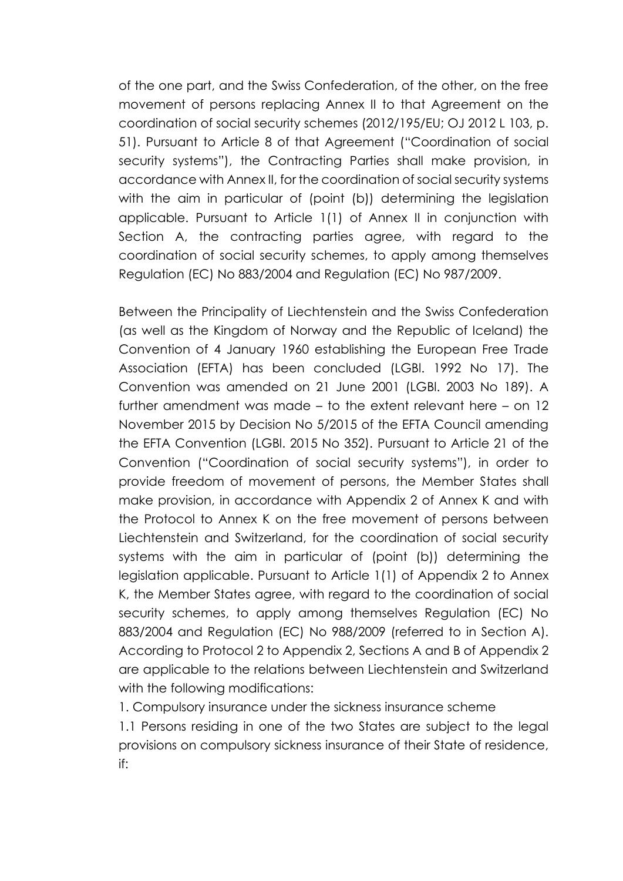of the one part, and the Swiss Confederation, of the other, on the free movement of persons replacing Annex II to that Agreement on the coordination of social security schemes (2012/195/EU; OJ 2012 L 103, p. 51). Pursuant to Article 8 of that Agreement ("Coordination of social security systems"), the Contracting Parties shall make provision, in accordance with Annex II, for the coordination of social security systems with the aim in particular of (point (b)) determining the legislation applicable. Pursuant to Article 1(1) of Annex II in conjunction with Section A, the contracting parties agree, with regard to the coordination of social security schemes, to apply among themselves Regulation (EC) No 883/2004 and Regulation (EC) No 987/2009.

Between the Principality of Liechtenstein and the Swiss Confederation (as well as the Kingdom of Norway and the Republic of Iceland) the Convention of 4 January 1960 establishing the European Free Trade Association (EFTA) has been concluded (LGBl. 1992 No 17). The Convention was amended on 21 June 2001 (LGBl. 2003 No 189). A further amendment was made – to the extent relevant here – on 12 November 2015 by Decision No 5/2015 of the EFTA Council amending the EFTA Convention (LGBl. 2015 No 352). Pursuant to Article 21 of the Convention ("Coordination of social security systems"), in order to provide freedom of movement of persons, the Member States shall make provision, in accordance with Appendix 2 of Annex K and with the Protocol to Annex K on the free movement of persons between Liechtenstein and Switzerland, for the coordination of social security systems with the aim in particular of (point (b)) determining the legislation applicable. Pursuant to Article 1(1) of Appendix 2 to Annex K, the Member States agree, with regard to the coordination of social security schemes, to apply among themselves Regulation (EC) No 883/2004 and Regulation (EC) No 988/2009 (referred to in Section A). According to Protocol 2 to Appendix 2, Sections A and B of Appendix 2 are applicable to the relations between Liechtenstein and Switzerland with the following modifications:

1. Compulsory insurance under the sickness insurance scheme

1.1 Persons residing in one of the two States are subject to the legal provisions on compulsory sickness insurance of their State of residence, if: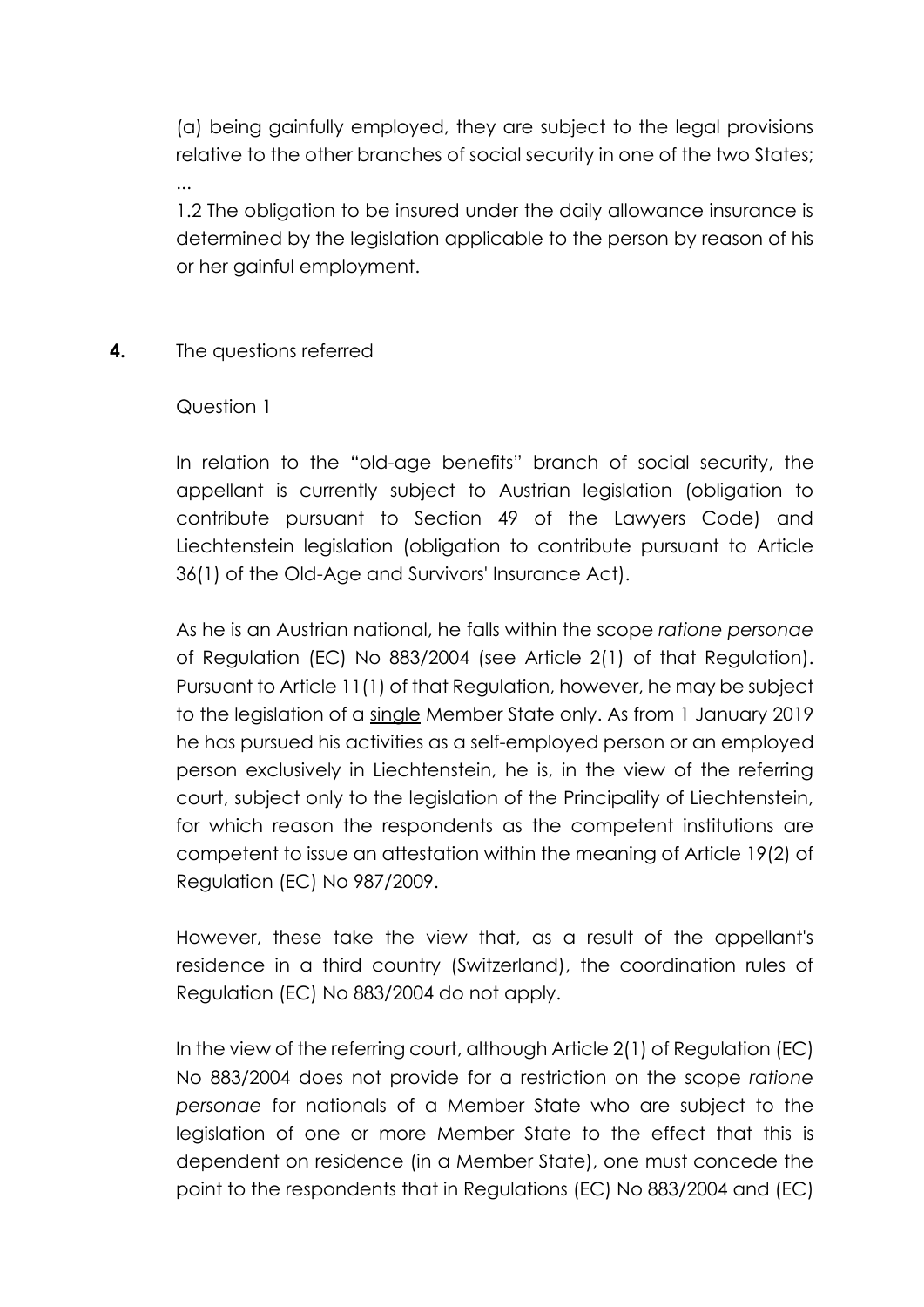(a) being gainfully employed, they are subject to the legal provisions relative to the other branches of social security in one of the two States;

...

1.2 The obligation to be insured under the daily allowance insurance is determined by the legislation applicable to the person by reason of his or her gainful employment.

**4.** The questions referred

Question 1

In relation to the "old-age benefits" branch of social security, the appellant is currently subject to Austrian legislation (obligation to contribute pursuant to Section 49 of the Lawyers Code) and Liechtenstein legislation (obligation to contribute pursuant to Article 36(1) of the Old-Age and Survivors' Insurance Act).

As he is an Austrian national, he falls within the scope *ratione personae* of Regulation (EC) No 883/2004 (see Article 2(1) of that Regulation). Pursuant to Article 11(1) of that Regulation, however, he may be subject to the legislation of a single Member State only. As from 1 January 2019 he has pursued his activities as a self-employed person or an employed person exclusively in Liechtenstein, he is, in the view of the referring court, subject only to the legislation of the Principality of Liechtenstein, for which reason the respondents as the competent institutions are competent to issue an attestation within the meaning of Article 19(2) of Regulation (EC) No 987/2009.

However, these take the view that, as a result of the appellant's residence in a third country (Switzerland), the coordination rules of Regulation (EC) No 883/2004 do not apply.

In the view of the referring court, although Article 2(1) of Regulation (EC) No 883/2004 does not provide for a restriction on the scope *ratione personae* for nationals of a Member State who are subject to the legislation of one or more Member State to the effect that this is dependent on residence (in a Member State), one must concede the point to the respondents that in Regulations (EC) No 883/2004 and (EC)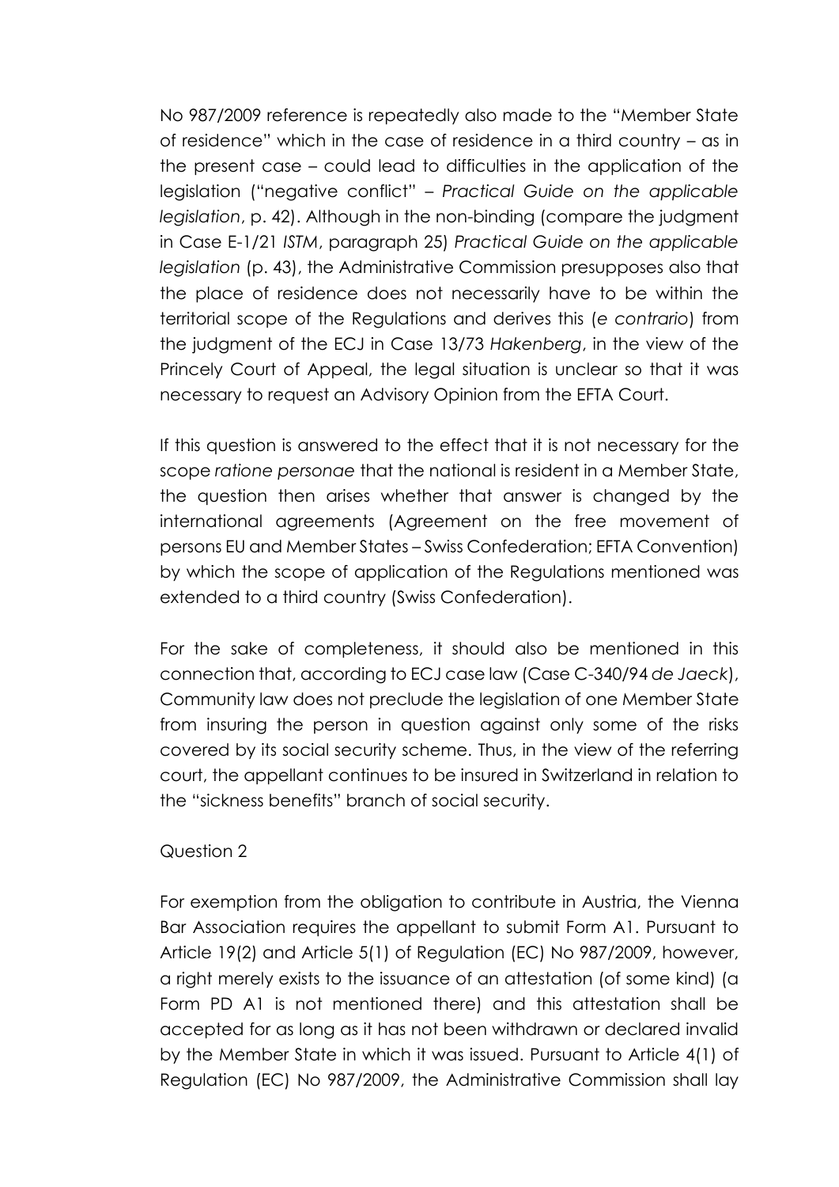No 987/2009 reference is repeatedly also made to the "Member State of residence" which in the case of residence in a third country – as in the present case – could lead to difficulties in the application of the legislation ("negative conflict" – *Practical Guide on the applicable legislation*, p. 42). Although in the non-binding (compare the judgment in Case E-1/21 *ISTM*, paragraph 25) *Practical Guide on the applicable legislation* (p. 43), the Administrative Commission presupposes also that the place of residence does not necessarily have to be within the territorial scope of the Regulations and derives this (*e contrario*) from the judgment of the ECJ in Case 13/73 *Hakenberg*, in the view of the Princely Court of Appeal, the legal situation is unclear so that it was necessary to request an Advisory Opinion from the EFTA Court.

If this question is answered to the effect that it is not necessary for the scope *ratione personae* that the national is resident in a Member State, the question then arises whether that answer is changed by the international agreements (Agreement on the free movement of persons EU and Member States – Swiss Confederation; EFTA Convention) by which the scope of application of the Regulations mentioned was extended to a third country (Swiss Confederation).

For the sake of completeness, it should also be mentioned in this connection that, according to ECJ case law (Case C-340/94 *de Jaeck*), Community law does not preclude the legislation of one Member State from insuring the person in question against only some of the risks covered by its social security scheme. Thus, in the view of the referring court, the appellant continues to be insured in Switzerland in relation to the "sickness benefits" branch of social security.

Question 2

For exemption from the obligation to contribute in Austria, the Vienna Bar Association requires the appellant to submit Form A1. Pursuant to Article 19(2) and Article 5(1) of Regulation (EC) No 987/2009, however, a right merely exists to the issuance of an attestation (of some kind) (a Form PD A1 is not mentioned there) and this attestation shall be accepted for as long as it has not been withdrawn or declared invalid by the Member State in which it was issued. Pursuant to Article 4(1) of Regulation (EC) No 987/2009, the Administrative Commission shall lay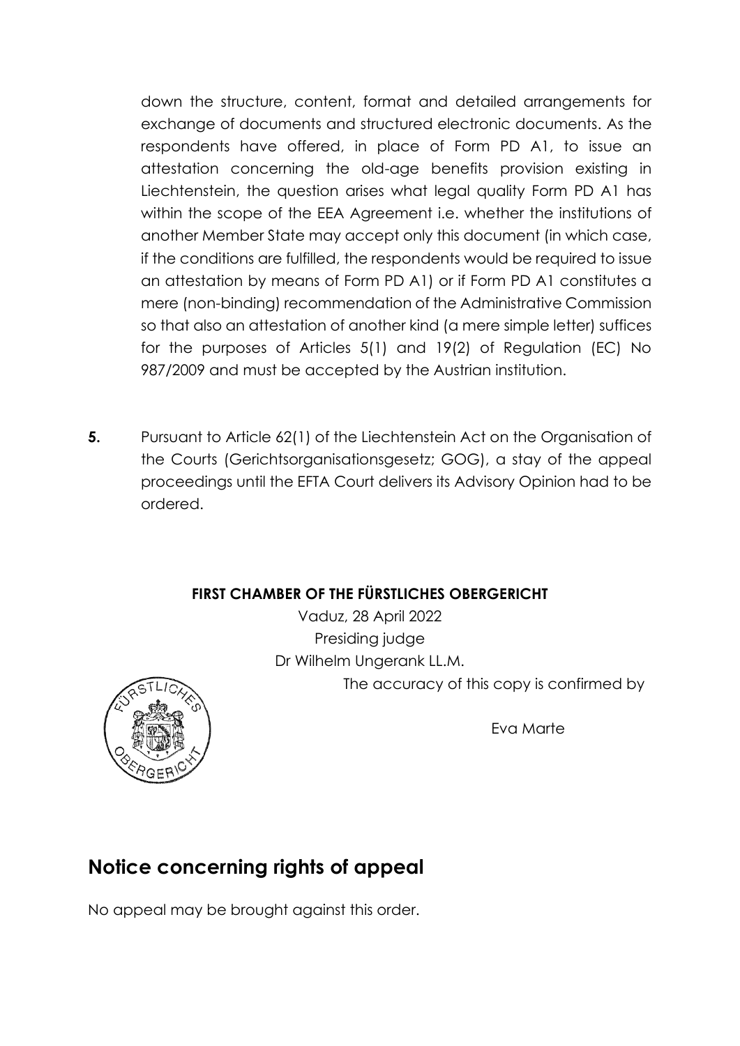down the structure, content, format and detailed arrangements for exchange of documents and structured electronic documents. As the respondents have offered, in place of Form PD A1, to issue an attestation concerning the old-age benefits provision existing in Liechtenstein, the question arises what legal quality Form PD A1 has within the scope of the EEA Agreement i.e. whether the institutions of another Member State may accept only this document (in which case, if the conditions are fulfilled, the respondents would be required to issue an attestation by means of Form PD A1) or if Form PD A1 constitutes a mere (non-binding) recommendation of the Administrative Commission so that also an attestation of another kind (a mere simple letter) suffices for the purposes of Articles 5(1) and 19(2) of Regulation (EC) No 987/2009 and must be accepted by the Austrian institution.

**5.** Pursuant to Article 62(1) of the Liechtenstein Act on the Organisation of the Courts (Gerichtsorganisationsgesetz; GOG), a stay of the appeal proceedings until the EFTA Court delivers its Advisory Opinion had to be ordered.

**FIRST CHAMBER OF THE FÜRSTLICHES OBERGERICHT**

Vaduz, 28 April 2022

Presiding judge

Dr Wilhelm Ungerank LL.M.

The accuracy of this copy is confirmed by

FÜRSTLICHES OBERGERICHT

Eva Marte

## Notice concerning rights of appeal

No appeal may be brought against this order.